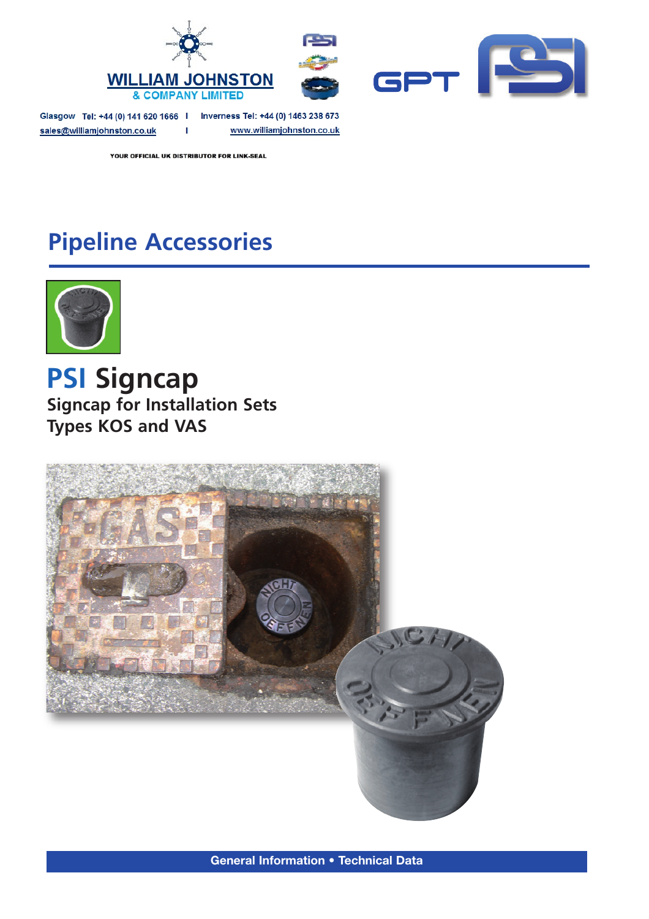WILLIAM JOHNSTON
& COMPANY LIMITED

Glasgow Tel: +44 (0) 141 620 1666 | Inverness Tel: +44 (0) 1463 238 673
sales@williamjohnston.co.uk | www.williamjohnston.co.uk

YOUR OFFICIAL UK DISTRIBUTOR FOR LINK-SEAL

GPT PSI

# Pipeline Accessories

## PSI Signcap

### Signcap for Installation Sets
### Types KOS and VAS

**General Information • Technical Data**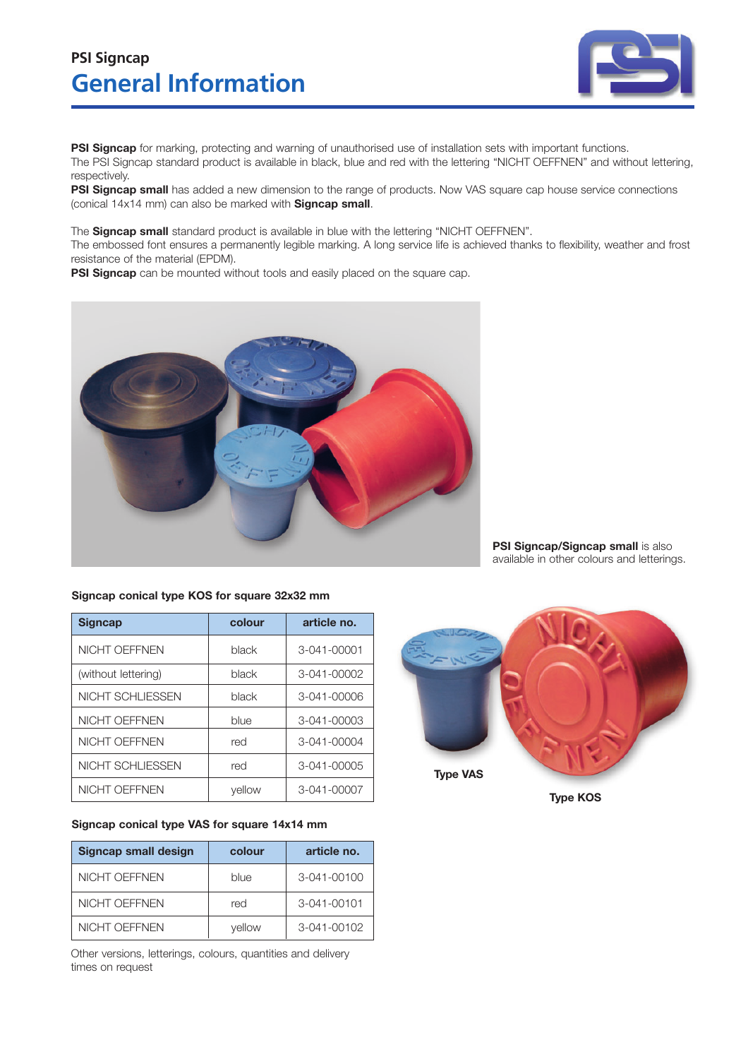## PSI Signcap

# General Information

**PSI Signcap** for marking, protecting and warning of unauthorised use of installation sets with important functions.
The PSI Signcap standard product is available in black, blue and red with the lettering "NICHT OEFFNEN" and without lettering, respectively.
**PSI Signcap small** has added a new dimension to the range of products. Now VAS square cap house service connections (conical 14x14 mm) can also be marked with **Signcap small**.

The **Signcap small** standard product is available in blue with the lettering "NICHT OEFFNEN".
The embossed font ensures a permanently legible marking. A long service life is achieved thanks to flexibility, weather and frost resistance of the material (EPDM).
**PSI Signcap** can be mounted without tools and easily placed on the square cap.

**PSI Signcap/Signcap small** is also available in other colours and letterings.

**Signcap conical type KOS for square 32x32 mm**

| Signcap | colour | article no. |
|---|---|---|
| NICHT OEFFNEN | black | 3-041-00001 |
| (without lettering) | black | 3-041-00002 |
| NICHT SCHLIESSEN | black | 3-041-00006 |
| NICHT OEFFNEN | blue | 3-041-00003 |
| NICHT OEFFNEN | red | 3-041-00004 |
| NICHT SCHLIESSEN | red | 3-041-00005 |
| NICHT OEFFNEN | yellow | 3-041-00007 |

Type VAS

Type KOS

**Signcap conical type VAS for square 14x14 mm**

| Signcap small design | colour | article no. |
|---|---|---|
| NICHT OEFFNEN | blue | 3-041-00100 |
| NICHT OEFFNEN | red | 3-041-00101 |
| NICHT OEFFNEN | yellow | 3-041-00102 |

Other versions, letterings, colours, quantities and delivery times on request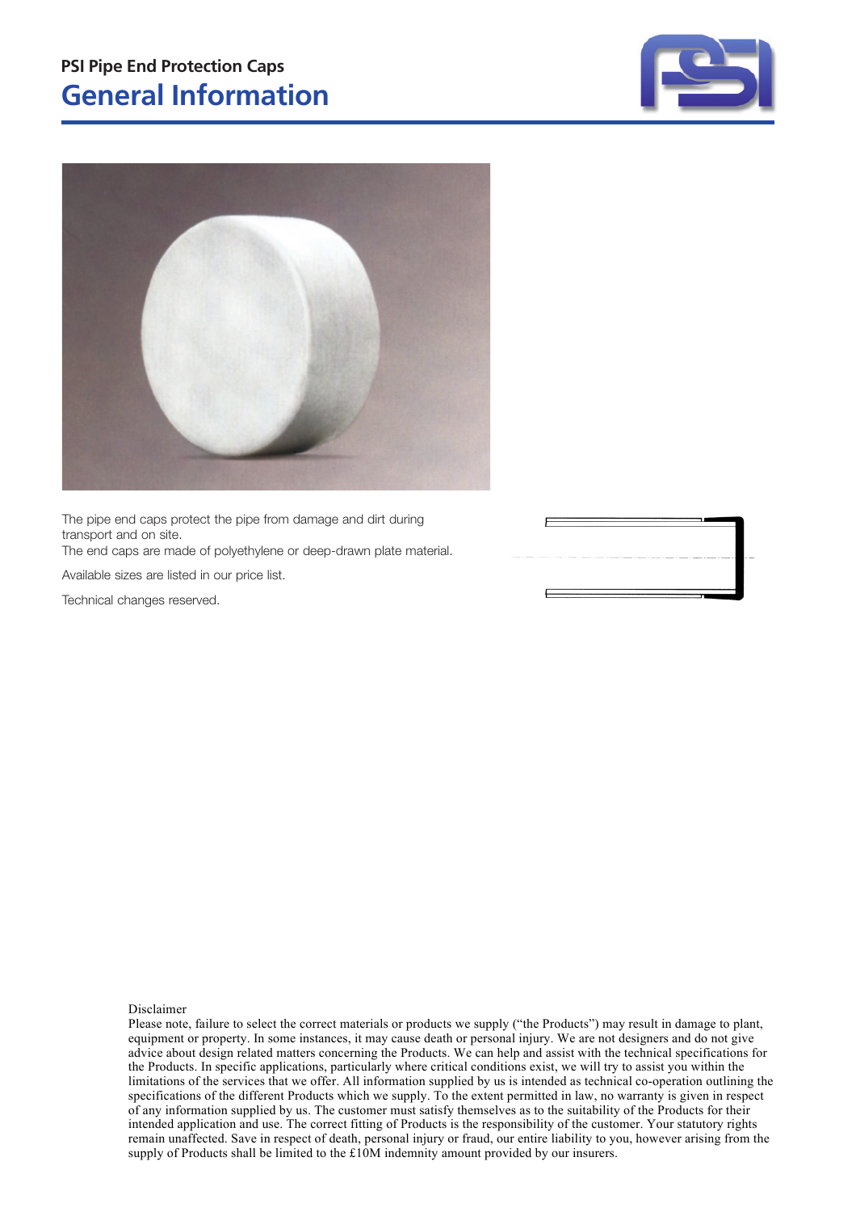PSI Pipe End Protection Caps

# General Information

The pipe end caps protect the pipe from damage and dirt during transport and on site.
The end caps are made of polyethylene or deep-drawn plate material.

Available sizes are listed in our price list.

Technical changes reserved.

Disclaimer
Please note, failure to select the correct materials or products we supply ("the Products") may result in damage to plant, equipment or property. In some instances, it may cause death or personal injury. We are not designers and do not give advice about design related matters concerning the Products. We can help and assist with the technical specifications for the Products. In specific applications, particularly where critical conditions exist, we will try to assist you within the limitations of the services that we offer. All information supplied by us is intended as technical co-operation outlining the specifications of the different Products which we supply. To the extent permitted in law, no warranty is given in respect of any information supplied by us. The customer must satisfy themselves as to the suitability of the Products for their intended application and use. The correct fitting of Products is the responsibility of the customer. Your statutory rights remain unaffected. Save in respect of death, personal injury or fraud, our entire liability to you, however arising from the supply of Products shall be limited to the £10M indemnity amount provided by our insurers.